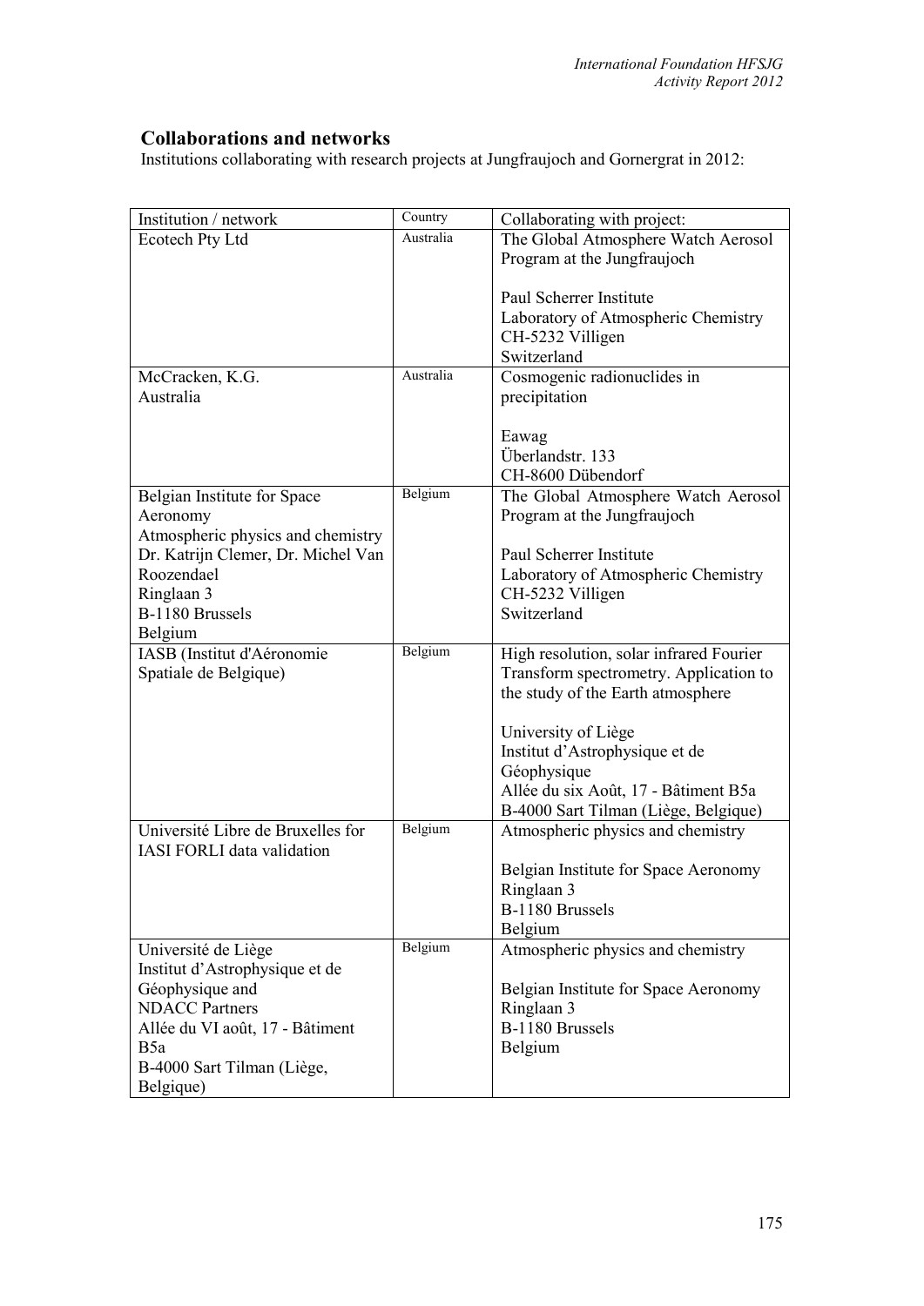## Collaborations and networks

Institutions collaborating with research projects at Jungfraujoch and Gornergrat in 2012:

| Institution / network | Country | Collaborating with project: |
|---|---|---|
| Ecotech Pty Ltd | Australia | The Global Atmosphere Watch Aerosol Program at the Jungfraujoch<br><br>Paul Scherrer Institute<br>Laboratory of Atmospheric Chemistry<br>CH-5232 Villigen<br>Switzerland |
| McCracken, K.G.<br>Australia | Australia | Cosmogenic radionuclides in precipitation<br><br>Eawag<br>Überlandstr. 133<br>CH-8600 Dübendorf |
| Belgian Institute for Space Aeronomy<br>Atmospheric physics and chemistry<br>Dr. Katrijn Clemer, Dr. Michel Van Roozendael<br>Ringlaan 3<br>B-1180 Brussels<br>Belgium | Belgium | The Global Atmosphere Watch Aerosol Program at the Jungfraujoch<br><br>Paul Scherrer Institute<br>Laboratory of Atmospheric Chemistry<br>CH-5232 Villigen<br>Switzerland |
| IASB (Institut d'Aéronomie Spatiale de Belgique) | Belgium | High resolution, solar infrared Fourier Transform spectrometry. Application to the study of the Earth atmosphere<br><br>University of Liège<br>Institut d'Astrophysique et de Géophysique<br>Allée du six Août, 17 - Bâtiment B5a<br>B-4000 Sart Tilman (Liège, Belgique) |
| Université Libre de Bruxelles for IASI FORLI data validation | Belgium | Atmospheric physics and chemistry<br><br>Belgian Institute for Space Aeronomy<br>Ringlaan 3<br>B-1180 Brussels<br>Belgium |
| Université de Liège<br>Institut d'Astrophysique et de Géophysique and<br>NDACC Partners<br>Allée du VI août, 17 - Bâtiment B5a<br>B-4000 Sart Tilman (Liège, Belgique) | Belgium | Atmospheric physics and chemistry<br><br>Belgian Institute for Space Aeronomy<br>Ringlaan 3<br>B-1180 Brussels<br>Belgium |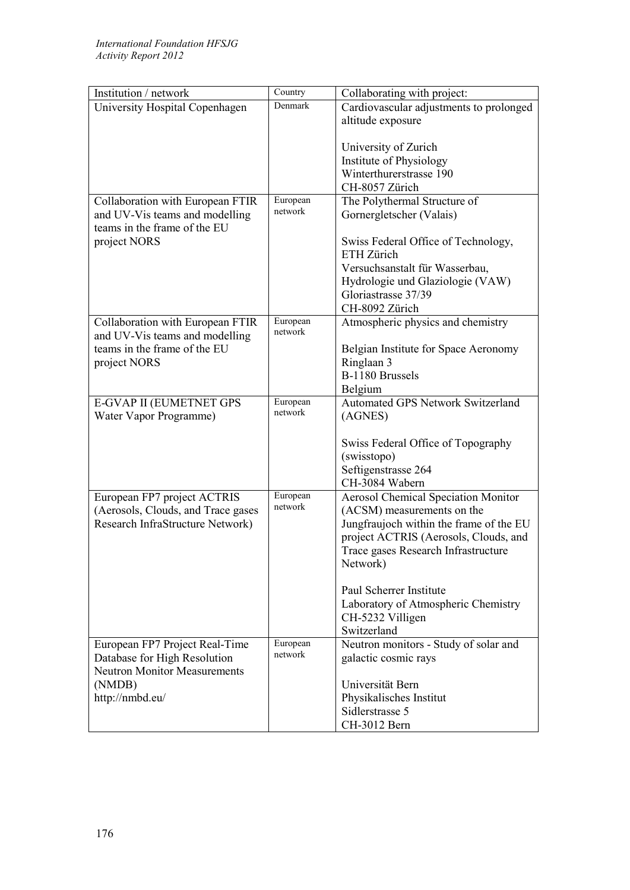| Institution / network | Country | Collaborating with project: |
|---|---|---|
| University Hospital Copenhagen | Denmark | Cardiovascular adjustments to prolonged altitude exposure<br><br>University of Zurich<br>Institute of Physiology<br>Winterthurerstrasse 190<br>CH-8057 Zürich |
| Collaboration with European FTIR and UV-Vis teams and modelling teams in the frame of the EU project NORS | European network | The Polythermal Structure of Gornergletscher (Valais)<br><br>Swiss Federal Office of Technology, ETH Zürich<br>Versuchsanstalt für Wasserbau, Hydrologie und Glaziologie (VAW)<br>Gloriastrasse 37/39<br>CH-8092 Zürich |
| Collaboration with European FTIR and UV-Vis teams and modelling teams in the frame of the EU project NORS | European network | Atmospheric physics and chemistry<br><br>Belgian Institute for Space Aeronomy<br>Ringlaan 3<br>B-1180 Brussels<br>Belgium |
| E-GVAP II (EUMETNET GPS Water Vapor Programme) | European network | Automated GPS Network Switzerland (AGNES)<br><br>Swiss Federal Office of Topography (swisstopo)<br>Seftigenstrasse 264<br>CH-3084 Wabern |
| European FP7 project ACTRIS (Aerosols, Clouds, and Trace gases Research InfraStructure Network) | European network | Aerosol Chemical Speciation Monitor (ACSM) measurements on the Jungfraujoch within the frame of the EU project ACTRIS (Aerosols, Clouds, and Trace gases Research Infrastructure Network)<br><br>Paul Scherrer Institute<br>Laboratory of Atmospheric Chemistry<br>CH-5232 Villigen<br>Switzerland |
| European FP7 Project Real-Time Database for High Resolution Neutron Monitor Measurements (NMDB)<br>http://nmbd.eu/ | European network | Neutron monitors - Study of solar and galactic cosmic rays<br><br>Universität Bern<br>Physikalisches Institut<br>Sidlerstrasse 5<br>CH-3012 Bern |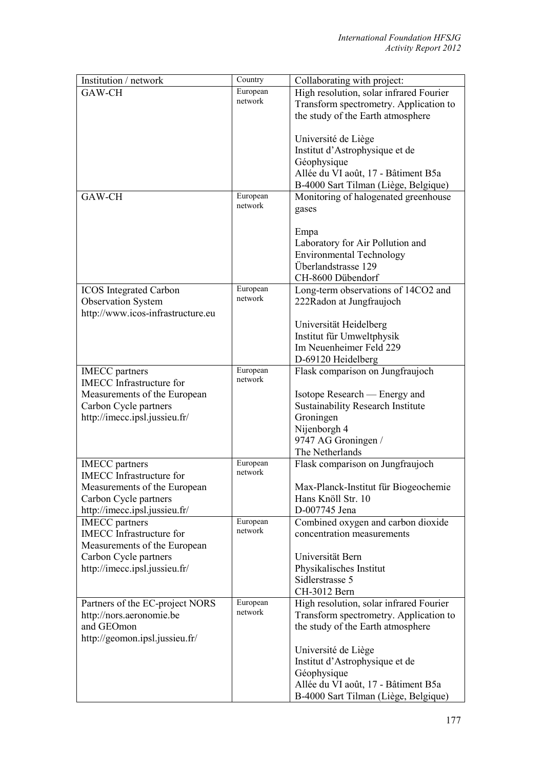| Institution / network | Country | Collaborating with project: |
| --- | --- | --- |
| GAW-CH | European network | High resolution, solar infrared Fourier Transform spectrometry. Application to the study of the Earth atmosphere<br><br>Université de Liège<br>Institut d'Astrophysique et de Géophysique<br>Allée du VI août, 17 - Bâtiment B5a<br>B-4000 Sart Tilman (Liège, Belgique) |
| GAW-CH | European network | Monitoring of halogenated greenhouse gases<br><br>Empa<br>Laboratory for Air Pollution and Environmental Technology<br>Überlandstrasse 129<br>CH-8600 Dübendorf |
| ICOS Integrated Carbon Observation System<br>http://www.icos-infrastructure.eu | European network | Long-term observations of 14CO2 and 222Radon at Jungfraujoch<br><br>Universität Heidelberg<br>Institut für Umweltphysik<br>Im Neuenheimer Feld 229<br>D-69120 Heidelberg |
| IMECC partners<br>IMECC Infrastructure for Measurements of the European Carbon Cycle partners<br>http://imecc.ipsl.jussieu.fr/ | European network | Flask comparison on Jungfraujoch<br><br>Isotope Research — Energy and Sustainability Research Institute Groningen<br>Nijenborgh 4<br>9747 AG Groningen /<br>The Netherlands |
| IMECC partners<br>IMECC Infrastructure for Measurements of the European Carbon Cycle partners<br>http://imecc.ipsl.jussieu.fr/ | European network | Flask comparison on Jungfraujoch<br><br>Max-Planck-Institut für Biogeochemie<br>Hans Knöll Str. 10<br>D-007745 Jena |
| IMECC partners<br>IMECC Infrastructure for Measurements of the European Carbon Cycle partners<br>http://imecc.ipsl.jussieu.fr/ | European network | Combined oxygen and carbon dioxide concentration measurements<br><br>Universität Bern<br>Physikalisches Institut<br>Sidlerstrasse 5<br>CH-3012 Bern |
| Partners of the EC-project NORS<br>http://nors.aeronomie.be<br>and GEOmon<br>http://geomon.ipsl.jussieu.fr/ | European network | High resolution, solar infrared Fourier Transform spectrometry. Application to the study of the Earth atmosphere<br><br>Université de Liège<br>Institut d'Astrophysique et de Géophysique<br>Allée du VI août, 17 - Bâtiment B5a<br>B-4000 Sart Tilman (Liège, Belgique) |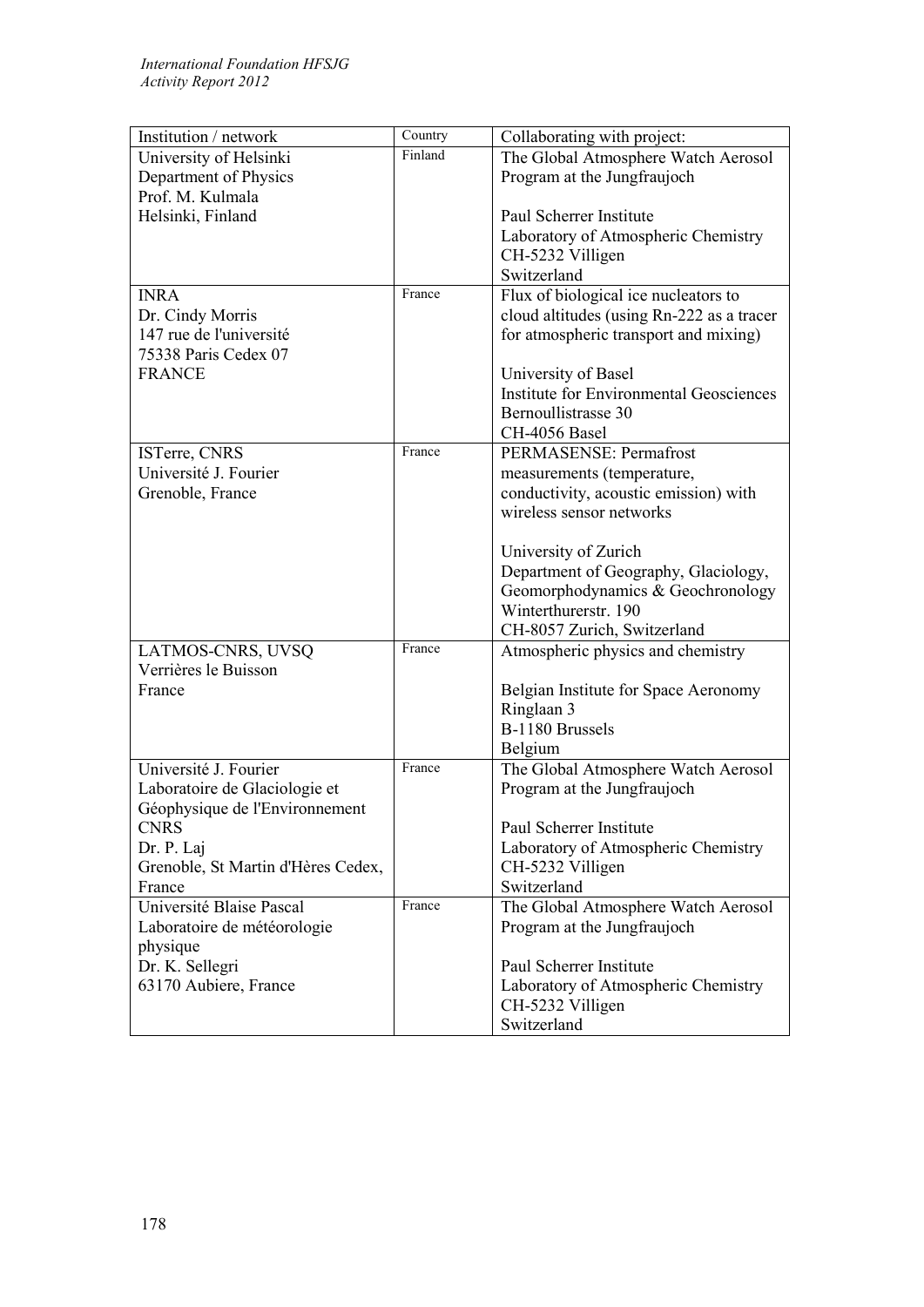| Institution / network | Country | Collaborating with project: |
|---|---|---|
| University of Helsinki<br>Department of Physics<br>Prof. M. Kulmala<br>Helsinki, Finland | Finland | The Global Atmosphere Watch Aerosol Program at the Jungfraujoch<br><br>Paul Scherrer Institute<br>Laboratory of Atmospheric Chemistry<br>CH-5232 Villigen<br>Switzerland |
| INRA<br>Dr. Cindy Morris<br>147 rue de l'université<br>75338 Paris Cedex 07<br>FRANCE | France | Flux of biological ice nucleators to cloud altitudes (using Rn-222 as a tracer for atmospheric transport and mixing)<br><br>University of Basel<br>Institute for Environmental Geosciences<br>Bernoullistrasse 30<br>CH-4056 Basel |
| ISTerre, CNRS<br>Université J. Fourier<br>Grenoble, France | France | PERMASENSE: Permafrost measurements (temperature, conductivity, acoustic emission) with wireless sensor networks<br><br>University of Zurich<br>Department of Geography, Glaciology, Geomorphodynamics & Geochronology<br>Winterthurerstr. 190<br>CH-8057 Zurich, Switzerland |
| LATMOS-CNRS, UVSQ<br>Verrières le Buisson<br>France | France | Atmospheric physics and chemistry<br><br>Belgian Institute for Space Aeronomy<br>Ringlaan 3<br>B-1180 Brussels<br>Belgium |
| Université J. Fourier<br>Laboratoire de Glaciologie et Géophysique de l'Environnement<br>CNRS<br>Dr. P. Laj<br>Grenoble, St Martin d'Hères Cedex, France | France | The Global Atmosphere Watch Aerosol Program at the Jungfraujoch<br><br>Paul Scherrer Institute<br>Laboratory of Atmospheric Chemistry<br>CH-5232 Villigen<br>Switzerland |
| Université Blaise Pascal<br>Laboratoire de météorologie physique<br>Dr. K. Sellegri<br>63170 Aubiere, France | France | The Global Atmosphere Watch Aerosol Program at the Jungfraujoch<br><br>Paul Scherrer Institute<br>Laboratory of Atmospheric Chemistry<br>CH-5232 Villigen<br>Switzerland |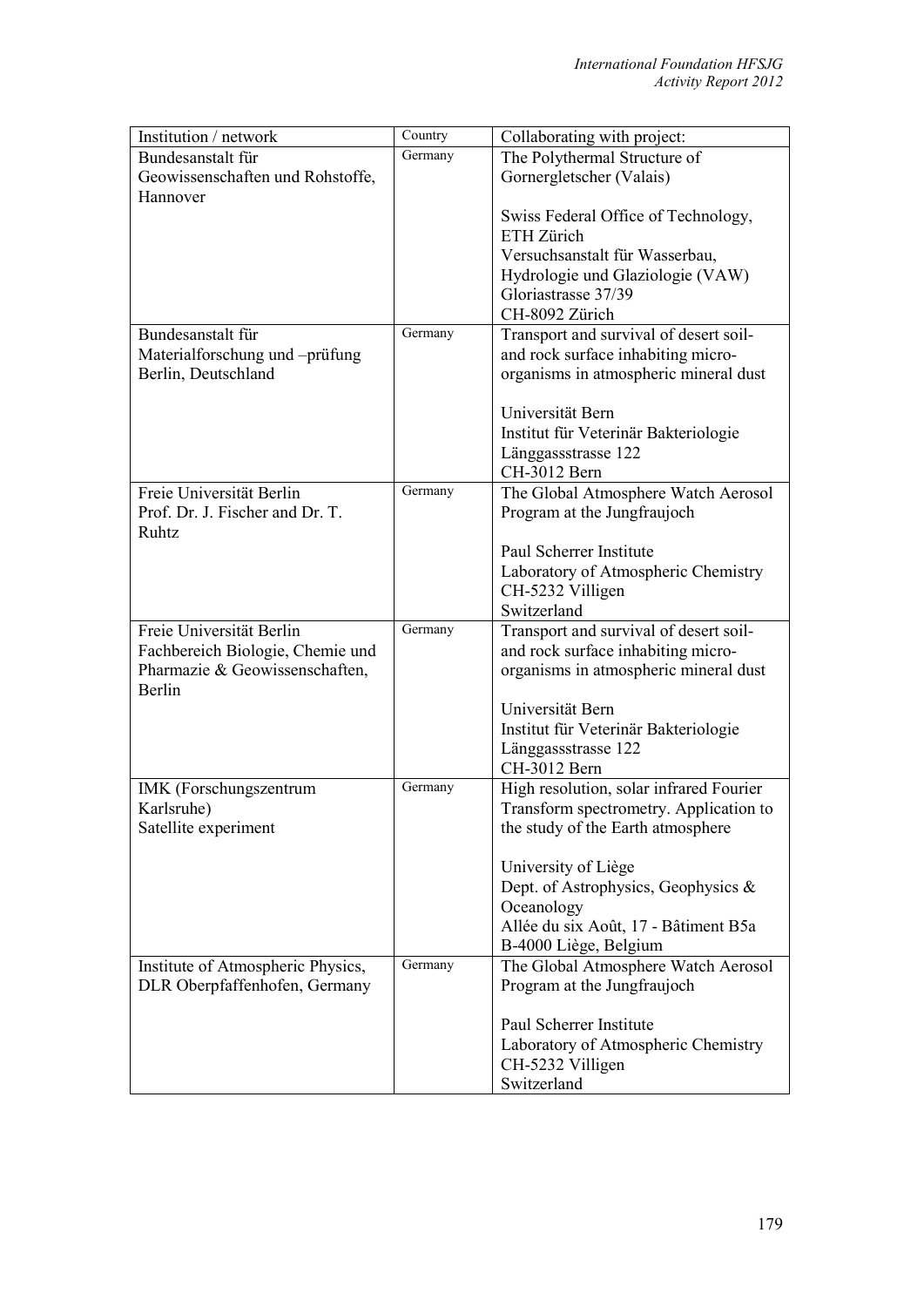| Institution / network | Country | Collaborating with project: |
|---|---|---|
| Bundesanstalt für Geowissenschaften und Rohstoffe, Hannover | Germany | The Polythermal Structure of Gornergletscher (Valais)<br><br>Swiss Federal Office of Technology, ETH Zürich<br>Versuchsanstalt für Wasserbau, Hydrologie und Glaziologie (VAW)<br>Gloriastrasse 37/39<br>CH-8092 Zürich |
| Bundesanstalt für Materialforschung und –prüfung Berlin, Deutschland | Germany | Transport and survival of desert soil- and rock surface inhabiting micro-organisms in atmospheric mineral dust<br><br>Universität Bern<br>Institut für Veterinär Bakteriologie<br>Länggassstrasse 122<br>CH-3012 Bern |
| Freie Universität Berlin<br>Prof. Dr. J. Fischer and Dr. T. Ruhtz | Germany | The Global Atmosphere Watch Aerosol Program at the Jungfraujoch<br><br>Paul Scherrer Institute<br>Laboratory of Atmospheric Chemistry<br>CH-5232 Villigen<br>Switzerland |
| Freie Universität Berlin<br>Fachbereich Biologie, Chemie und Pharmazie & Geowissenschaften, Berlin | Germany | Transport and survival of desert soil- and rock surface inhabiting micro-organisms in atmospheric mineral dust<br><br>Universität Bern<br>Institut für Veterinär Bakteriologie<br>Länggassstrasse 122<br>CH-3012 Bern |
| IMK (Forschungszentrum Karlsruhe)<br>Satellite experiment | Germany | High resolution, solar infrared Fourier Transform spectrometry. Application to the study of the Earth atmosphere<br><br>University of Liège<br>Dept. of Astrophysics, Geophysics & Oceanology<br>Allée du six Août, 17 - Bâtiment B5a<br>B-4000 Liège, Belgium |
| Institute of Atmospheric Physics, DLR Oberpfaffenhofen, Germany | Germany | The Global Atmosphere Watch Aerosol Program at the Jungfraujoch<br><br>Paul Scherrer Institute<br>Laboratory of Atmospheric Chemistry<br>CH-5232 Villigen<br>Switzerland |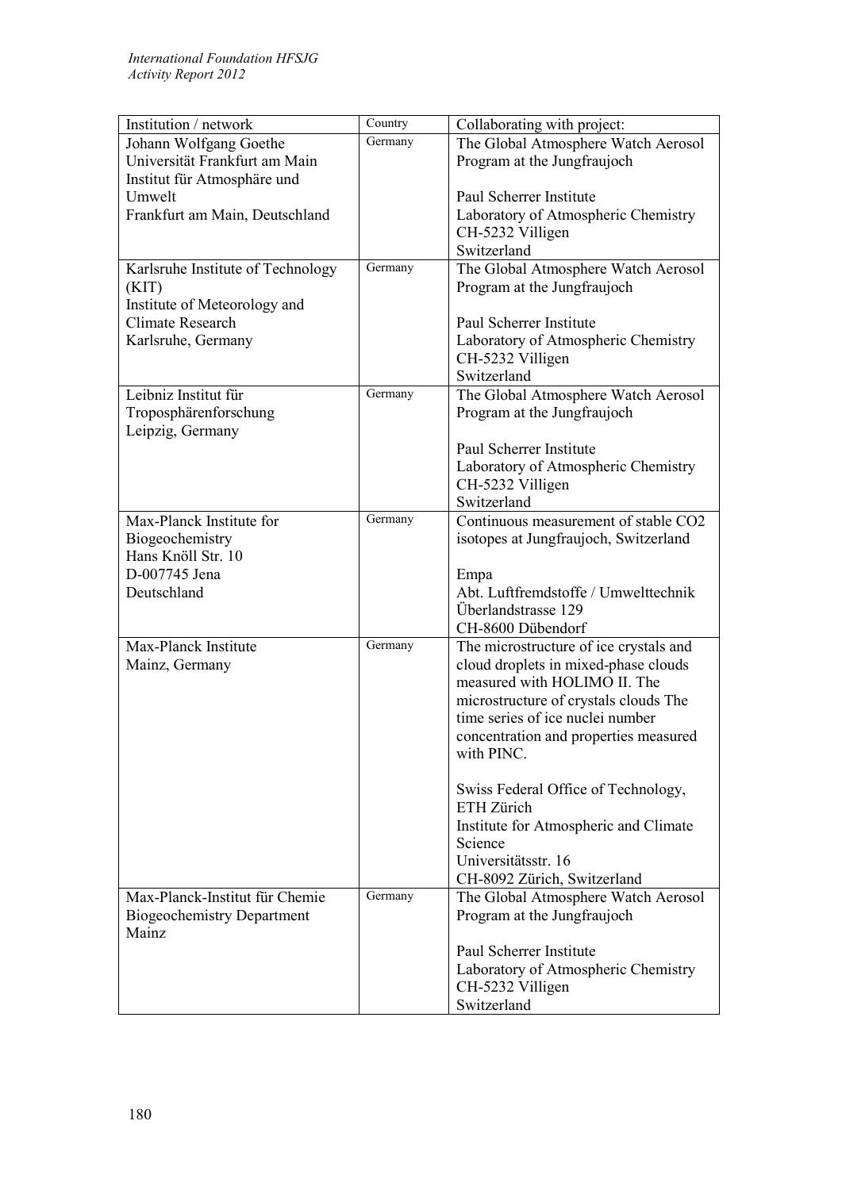| Institution / network | Country | Collaborating with project: |
|---|---|---|
| Johann Wolfgang Goethe Universität Frankfurt am Main Institut für Atmosphäre und Umwelt Frankfurt am Main, Deutschland | Germany | The Global Atmosphere Watch Aerosol Program at the Jungfraujoch<br><br>Paul Scherrer Institute Laboratory of Atmospheric Chemistry CH-5232 Villigen Switzerland |
| Karlsruhe Institute of Technology (KIT) Institute of Meteorology and Climate Research Karlsruhe, Germany | Germany | The Global Atmosphere Watch Aerosol Program at the Jungfraujoch<br><br>Paul Scherrer Institute Laboratory of Atmospheric Chemistry CH-5232 Villigen Switzerland |
| Leibniz Institut für Troposphärenforschung Leipzig, Germany | Germany | The Global Atmosphere Watch Aerosol Program at the Jungfraujoch<br><br>Paul Scherrer Institute Laboratory of Atmospheric Chemistry CH-5232 Villigen Switzerland |
| Max-Planck Institute for Biogeochemistry Hans Knöll Str. 10 D-007745 Jena Deutschland | Germany | Continuous measurement of stable CO2 isotopes at Jungfraujoch, Switzerland<br><br>Empa Abt. Luftfremdstoffe / Umwelttechnik Überlandstrasse 129 CH-8600 Dübendorf |
| Max-Planck Institute Mainz, Germany | Germany | The microstructure of ice crystals and cloud droplets in mixed-phase clouds measured with HOLIMO II. The microstructure of crystals clouds The time series of ice nuclei number concentration and properties measured with PINC.<br><br>Swiss Federal Office of Technology, ETH Zürich Institute for Atmospheric and Climate Science Universitätsstr. 16 CH-8092 Zürich, Switzerland |
| Max-Planck-Institut für Chemie Biogeochemistry Department Mainz | Germany | The Global Atmosphere Watch Aerosol Program at the Jungfraujoch<br><br>Paul Scherrer Institute Laboratory of Atmospheric Chemistry CH-5232 Villigen Switzerland |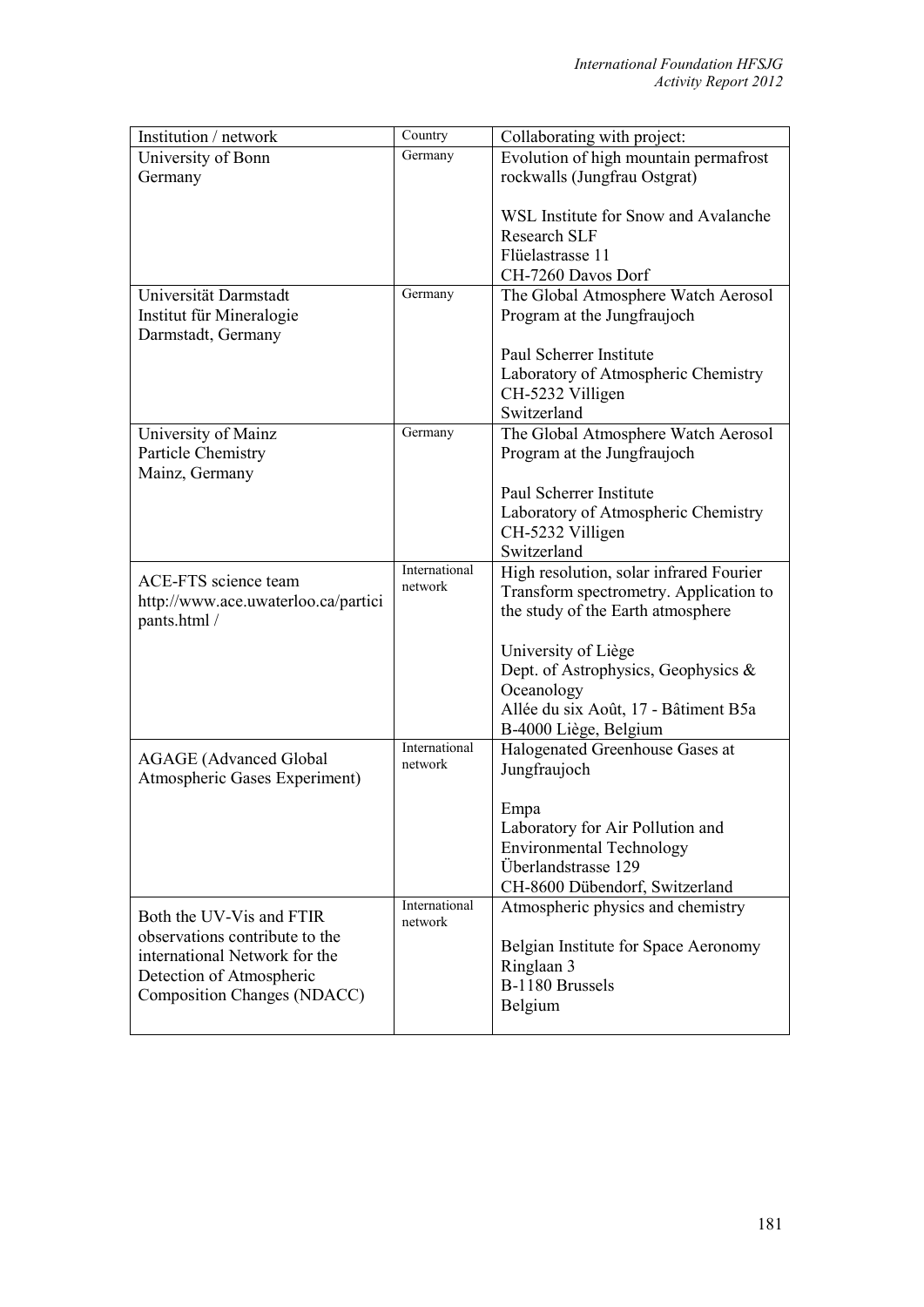| Institution / network | Country | Collaborating with project: |
|---|---|---|
| University of Bonn<br>Germany | Germany | Evolution of high mountain permafrost rockwalls (Jungfrau Ostgrat)<br><br>WSL Institute for Snow and Avalanche Research SLF<br>Flüelastrasse 11<br>CH-7260 Davos Dorf |
| Universität Darmstadt<br>Institut für Mineralogie<br>Darmstadt, Germany | Germany | The Global Atmosphere Watch Aerosol Program at the Jungfraujoch<br><br>Paul Scherrer Institute<br>Laboratory of Atmospheric Chemistry<br>CH-5232 Villigen<br>Switzerland |
| University of Mainz<br>Particle Chemistry<br>Mainz, Germany | Germany | The Global Atmosphere Watch Aerosol Program at the Jungfraujoch<br><br>Paul Scherrer Institute<br>Laboratory of Atmospheric Chemistry<br>CH-5232 Villigen<br>Switzerland |
| ACE-FTS science team<br>http://www.ace.uwaterloo.ca/participants.html / | International network | High resolution, solar infrared Fourier Transform spectrometry. Application to the study of the Earth atmosphere<br><br>University of Liège<br>Dept. of Astrophysics, Geophysics & Oceanology<br>Allée du six Août, 17 - Bâtiment B5a<br>B-4000 Liège, Belgium |
| AGAGE (Advanced Global Atmospheric Gases Experiment) | International network | Halogenated Greenhouse Gases at Jungfraujoch<br><br>Empa<br>Laboratory for Air Pollution and Environmental Technology<br>Überlandstrasse 129<br>CH-8600 Dübendorf, Switzerland |
| Both the UV-Vis and FTIR observations contribute to the international Network for the Detection of Atmospheric Composition Changes (NDACC) | International network | Atmospheric physics and chemistry<br><br>Belgian Institute for Space Aeronomy<br>Ringlaan 3<br>B-1180 Brussels<br>Belgium |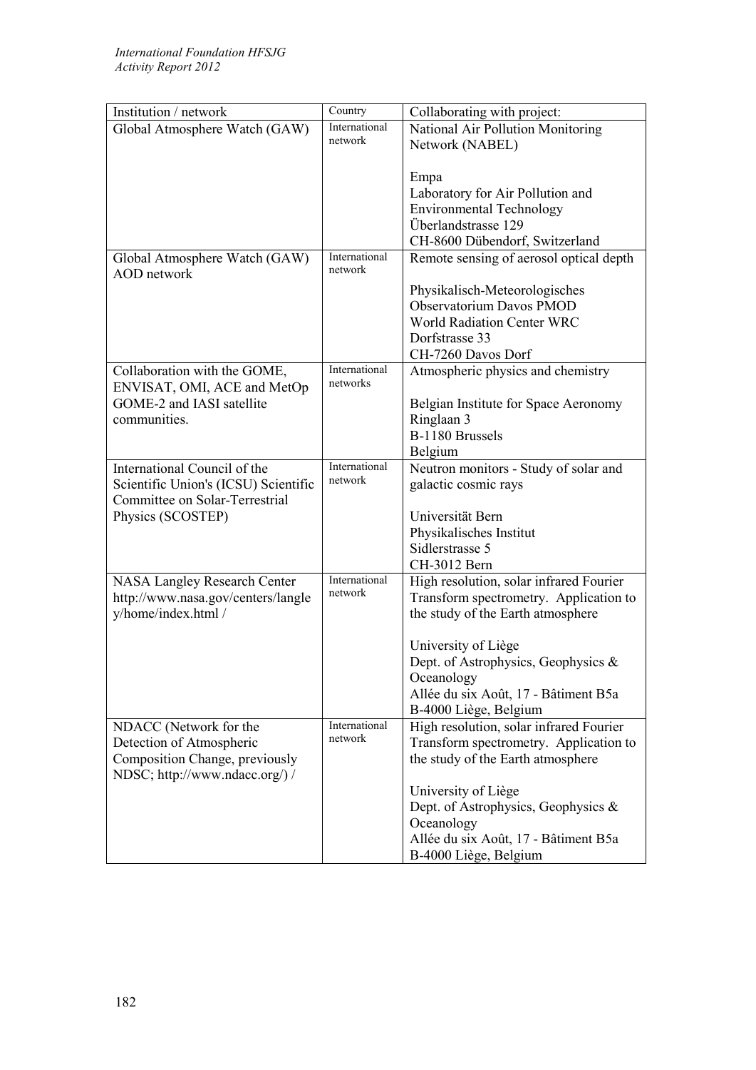| Institution / network | Country | Collaborating with project: |
|---|---|---|
| Global Atmosphere Watch (GAW) | International network | National Air Pollution Monitoring Network (NABEL)<br><br>Empa<br>Laboratory for Air Pollution and Environmental Technology<br>Überlandstrasse 129<br>CH-8600 Dübendorf, Switzerland |
| Global Atmosphere Watch (GAW) AOD network | International network | Remote sensing of aerosol optical depth<br><br>Physikalisch-Meteorologisches Observatorium Davos PMOD<br>World Radiation Center WRC<br>Dorfstrasse 33<br>CH-7260 Davos Dorf |
| Collaboration with the GOME, ENVISAT, OMI, ACE and MetOp GOME-2 and IASI satellite communities. | International networks | Atmospheric physics and chemistry<br><br>Belgian Institute for Space Aeronomy<br>Ringlaan 3<br>B-1180 Brussels<br>Belgium |
| International Council of the Scientific Union's (ICSU) Scientific Committee on Solar-Terrestrial Physics (SCOSTEP) | International network | Neutron monitors - Study of solar and galactic cosmic rays<br><br>Universität Bern<br>Physikalisches Institut<br>Sidlerstrasse 5<br>CH-3012 Bern |
| NASA Langley Research Center http://www.nasa.gov/centers/langley/home/index.html / | International network | High resolution, solar infrared Fourier Transform spectrometry. Application to the study of the Earth atmosphere<br><br>University of Liège<br>Dept. of Astrophysics, Geophysics & Oceanology<br>Allée du six Août, 17 - Bâtiment B5a<br>B-4000 Liège, Belgium |
| NDACC (Network for the Detection of Atmospheric Composition Change, previously NDSC; http://www.ndacc.org/) / | International network | High resolution, solar infrared Fourier Transform spectrometry. Application to the study of the Earth atmosphere<br><br>University of Liège<br>Dept. of Astrophysics, Geophysics & Oceanology<br>Allée du six Août, 17 - Bâtiment B5a<br>B-4000 Liège, Belgium |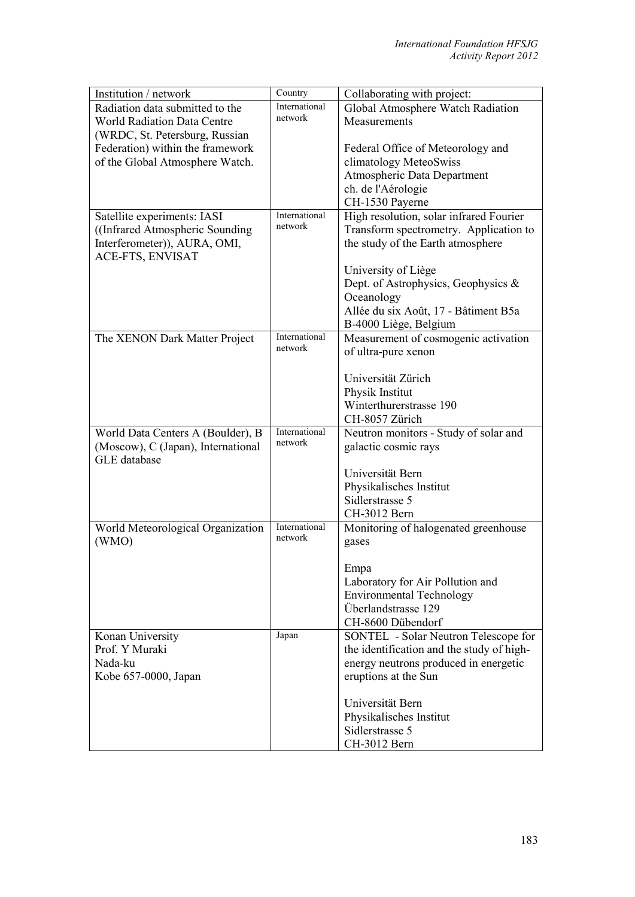| Institution / network | Country | Collaborating with project: |
|---|---|---|
| Radiation data submitted to the World Radiation Data Centre (WRDC, St. Petersburg, Russian Federation) within the framework of the Global Atmosphere Watch. | International network | Global Atmosphere Watch Radiation Measurements<br><br>Federal Office of Meteorology and climatology MeteoSwiss<br>Atmospheric Data Department<br>ch. de l'Aérologie<br>CH-1530 Payerne |
| Satellite experiments: IASI ((Infrared Atmospheric Sounding Interferometer)), AURA, OMI, ACE-FTS, ENVISAT | International network | High resolution, solar infrared Fourier Transform spectrometry. Application to the study of the Earth atmosphere<br><br>University of Liège<br>Dept. of Astrophysics, Geophysics & Oceanology<br>Allée du six Août, 17 - Bâtiment B5a<br>B-4000 Liège, Belgium |
| The XENON Dark Matter Project | International network | Measurement of cosmogenic activation of ultra-pure xenon<br><br>Universität Zürich<br>Physik Institut<br>Winterthurerstrasse 190<br>CH-8057 Zürich |
| World Data Centers A (Boulder), B (Moscow), C (Japan), International GLE database | International network | Neutron monitors - Study of solar and galactic cosmic rays<br><br>Universität Bern<br>Physikalisches Institut<br>Sidlerstrasse 5<br>CH-3012 Bern |
| World Meteorological Organization (WMO) | International network | Monitoring of halogenated greenhouse gases<br><br>Empa<br>Laboratory for Air Pollution and Environmental Technology<br>Überlandstrasse 129<br>CH-8600 Dübendorf |
| Konan University<br>Prof. Y Muraki<br>Nada-ku<br>Kobe 657-0000, Japan | Japan | SONTEL - Solar Neutron Telescope for the identification and the study of high-energy neutrons produced in energetic eruptions at the Sun<br><br>Universität Bern<br>Physikalisches Institut<br>Sidlerstrasse 5<br>CH-3012 Bern |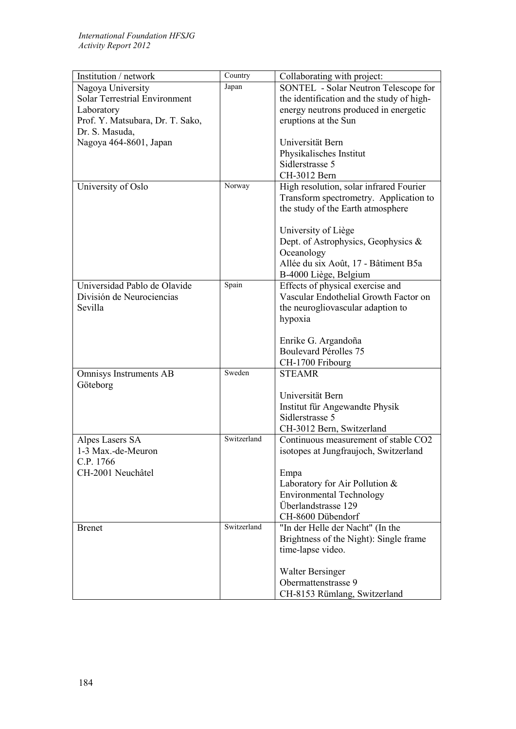| Institution / network | Country | Collaborating with project: |
|---|---|---|
| Nagoya University<br>Solar Terrestrial Environment Laboratory<br>Prof. Y. Matsubara, Dr. T. Sako, Dr. S. Masuda,<br>Nagoya 464-8601, Japan | Japan | SONTEL - Solar Neutron Telescope for the identification and the study of high-energy neutrons produced in energetic eruptions at the Sun<br><br>Universität Bern<br>Physikalisches Institut<br>Sidlerstrasse 5<br>CH-3012 Bern |
| University of Oslo | Norway | High resolution, solar infrared Fourier Transform spectrometry. Application to the study of the Earth atmosphere<br><br>University of Liège<br>Dept. of Astrophysics, Geophysics & Oceanology<br>Allée du six Août, 17 - Bâtiment B5a<br>B-4000 Liège, Belgium |
| Universidad Pablo de Olavide<br>División de Neurociencias<br>Sevilla | Spain | Effects of physical exercise and Vascular Endothelial Growth Factor on the neurogliovascular adaption to hypoxia<br><br>Enrike G. Argandoña<br>Boulevard Pérolles 75<br>CH-1700 Fribourg |
| Omnisys Instruments AB<br>Göteborg | Sweden | STEAMR<br><br>Universität Bern<br>Institut für Angewandte Physik<br>Sidlerstrasse 5<br>CH-3012 Bern, Switzerland |
| Alpes Lasers SA<br>1-3 Max.-de-Meuron<br>C.P. 1766<br>CH-2001 Neuchâtel | Switzerland | Continuous measurement of stable CO2 isotopes at Jungfraujoch, Switzerland<br><br>Empa<br>Laboratory for Air Pollution & Environmental Technology<br>Überlandstrasse 129<br>CH-8600 Dübendorf |
| Brenet | Switzerland | "In der Helle der Nacht" (In the Brightness of the Night): Single frame time-lapse video.<br><br>Walter Bersinger<br>Obermattenstrasse 9<br>CH-8153 Rümlang, Switzerland |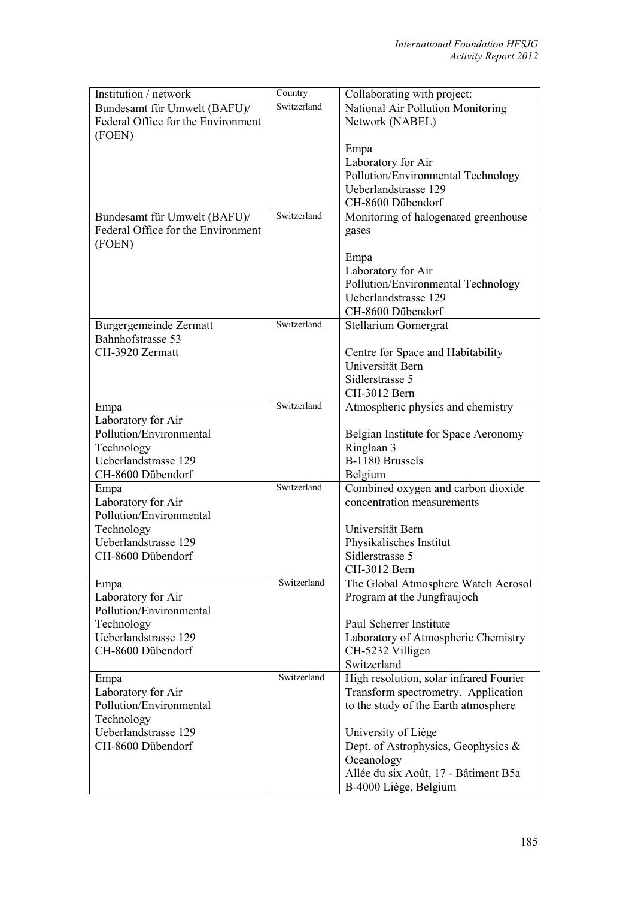| Institution / network | Country | Collaborating with project: |
|---|---|---|
| Bundesamt für Umwelt (BAFU)/ Federal Office for the Environment (FOEN) | Switzerland | National Air Pollution Monitoring Network (NABEL)<br><br>Empa<br>Laboratory for Air Pollution/Environmental Technology<br>Ueberlandstrasse 129<br>CH-8600 Dübendorf |
| Bundesamt für Umwelt (BAFU)/ Federal Office for the Environment (FOEN) | Switzerland | Monitoring of halogenated greenhouse gases<br><br>Empa<br>Laboratory for Air Pollution/Environmental Technology<br>Ueberlandstrasse 129<br>CH-8600 Dübendorf |
| Burgergemeinde Zermatt<br>Bahnhofstrasse 53<br>CH-3920 Zermatt | Switzerland | Stellarium Gornergrat<br><br>Centre for Space and Habitability<br>Universität Bern<br>Sidlerstrasse 5<br>CH-3012 Bern |
| Empa<br>Laboratory for Air Pollution/Environmental Technology<br>Ueberlandstrasse 129<br>CH-8600 Dübendorf | Switzerland | Atmospheric physics and chemistry<br><br>Belgian Institute for Space Aeronomy<br>Ringlaan 3<br>B-1180 Brussels<br>Belgium |
| Empa<br>Laboratory for Air Pollution/Environmental Technology<br>Ueberlandstrasse 129<br>CH-8600 Dübendorf | Switzerland | Combined oxygen and carbon dioxide concentration measurements<br><br>Universität Bern<br>Physikalisches Institut<br>Sidlerstrasse 5<br>CH-3012 Bern |
| Empa<br>Laboratory for Air Pollution/Environmental Technology<br>Ueberlandstrasse 129<br>CH-8600 Dübendorf | Switzerland | The Global Atmosphere Watch Aerosol Program at the Jungfraujoch<br><br>Paul Scherrer Institute<br>Laboratory of Atmospheric Chemistry<br>CH-5232 Villigen<br>Switzerland |
| Empa<br>Laboratory for Air Pollution/Environmental Technology<br>Ueberlandstrasse 129<br>CH-8600 Dübendorf | Switzerland | High resolution, solar infrared Fourier Transform spectrometry. Application to the study of the Earth atmosphere<br><br>University of Liège<br>Dept. of Astrophysics, Geophysics & Oceanology<br>Allée du six Août, 17 - Bâtiment B5a<br>B-4000 Liège, Belgium |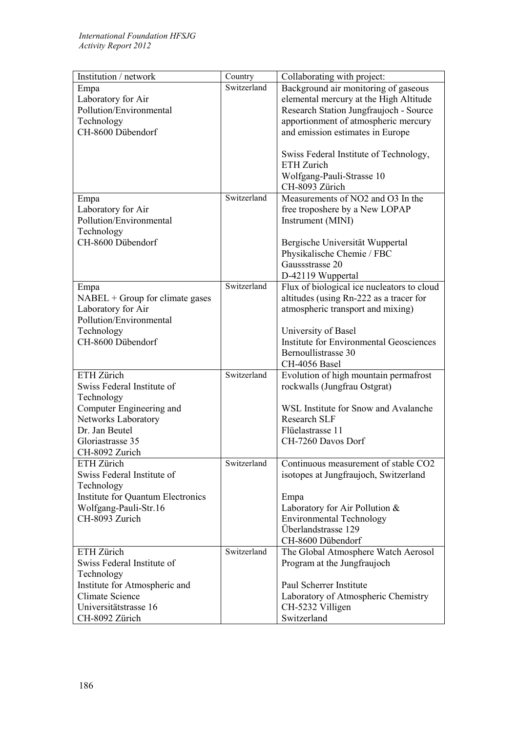| Institution / network | Country | Collaborating with project: |
| --- | --- | --- |
| Empa<br>Laboratory for Air Pollution/Environmental Technology<br>CH-8600 Dübendorf | Switzerland | Background air monitoring of gaseous elemental mercury at the High Altitude Research Station Jungfraujoch - Source apportionment of atmospheric mercury and emission estimates in Europe<br><br>Swiss Federal Institute of Technology, ETH Zurich<br>Wolfgang-Pauli-Strasse 10<br>CH-8093 Zürich |
| Empa<br>Laboratory for Air Pollution/Environmental Technology<br>CH-8600 Dübendorf | Switzerland | Measurements of NO2 and O3 In the free troposhere by a New LOPAP Instrument (MINI)<br><br>Bergische Universität Wuppertal<br>Physikalische Chemie / FBC<br>Gaussstrasse 20<br>D-42119 Wuppertal |
| Empa<br>NABEL + Group for climate gases<br>Laboratory for Air Pollution/Environmental Technology<br>CH-8600 Dübendorf | Switzerland | Flux of biological ice nucleators to cloud altitudes (using Rn-222 as a tracer for atmospheric transport and mixing)<br><br>University of Basel<br>Institute for Environmental Geosciences<br>Bernoullistrasse 30<br>CH-4056 Basel |
| ETH Zürich<br>Swiss Federal Institute of Technology<br>Computer Engineering and Networks Laboratory<br>Dr. Jan Beutel<br>Gloriastrasse 35<br>CH-8092 Zurich | Switzerland | Evolution of high mountain permafrost rockwalls (Jungfrau Ostgrat)<br><br>WSL Institute for Snow and Avalanche Research SLF<br>Flüelastrasse 11<br>CH-7260 Davos Dorf |
| ETH Zürich<br>Swiss Federal Institute of Technology<br>Institute for Quantum Electronics<br>Wolfgang-Pauli-Str.16<br>CH-8093 Zurich | Switzerland | Continuous measurement of stable CO2 isotopes at Jungfraujoch, Switzerland<br><br>Empa<br>Laboratory for Air Pollution & Environmental Technology<br>Überlandstrasse 129<br>CH-8600 Dübendorf |
| ETH Zürich<br>Swiss Federal Institute of Technology<br>Institute for Atmospheric and Climate Science<br>Universitätstrasse 16<br>CH-8092 Zürich | Switzerland | The Global Atmosphere Watch Aerosol Program at the Jungfraujoch<br><br>Paul Scherrer Institute<br>Laboratory of Atmospheric Chemistry<br>CH-5232 Villigen<br>Switzerland |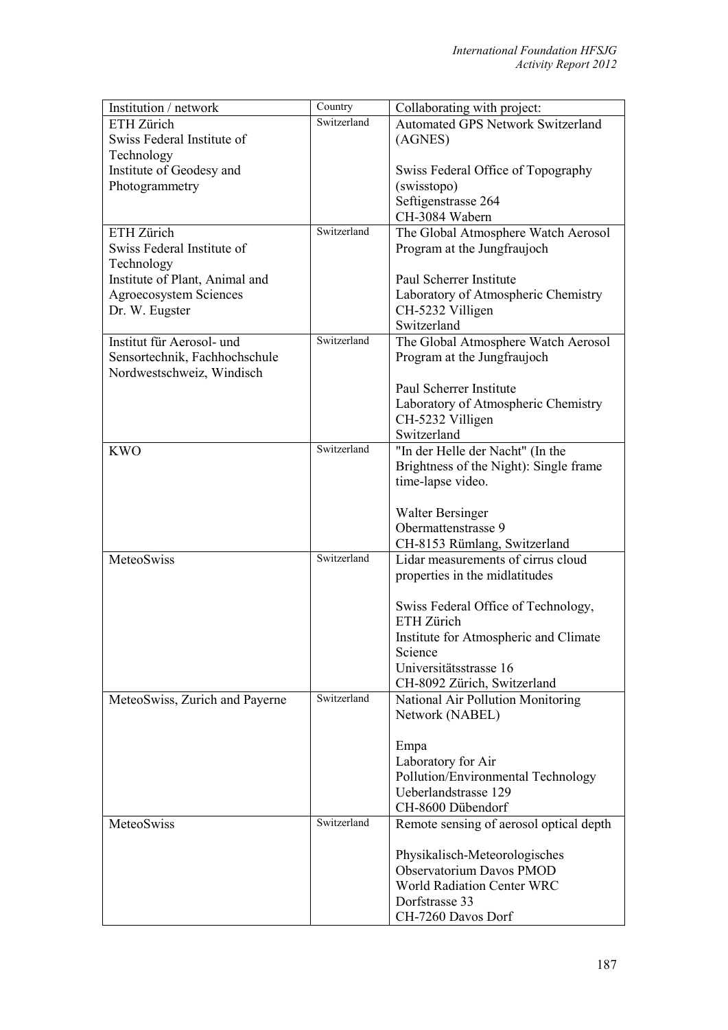| Institution / network | Country | Collaborating with project: |
| --- | --- | --- |
| ETH Zürich<br>Swiss Federal Institute of Technology<br>Institute of Geodesy and Photogrammetry | Switzerland | Automated GPS Network Switzerland (AGNES)<br><br>Swiss Federal Office of Topography (swisstopo)<br>Seftigenstrasse 264<br>CH-3084 Wabern |
| ETH Zürich<br>Swiss Federal Institute of Technology<br>Institute of Plant, Animal and Agroecosystem Sciences<br>Dr. W. Eugster | Switzerland | The Global Atmosphere Watch Aerosol Program at the Jungfraujoch<br><br>Paul Scherrer Institute<br>Laboratory of Atmospheric Chemistry<br>CH-5232 Villigen<br>Switzerland |
| Institut für Aerosol- und Sensortechnik, Fachhochschule Nordwestschweiz, Windisch | Switzerland | The Global Atmosphere Watch Aerosol Program at the Jungfraujoch<br><br>Paul Scherrer Institute<br>Laboratory of Atmospheric Chemistry<br>CH-5232 Villigen<br>Switzerland |
| KWO | Switzerland | "In der Helle der Nacht" (In the Brightness of the Night): Single frame time-lapse video.<br><br>Walter Bersinger<br>Obermattenstrasse 9<br>CH-8153 Rümlang, Switzerland |
| MeteoSwiss | Switzerland | Lidar measurements of cirrus cloud properties in the midlatitudes<br><br>Swiss Federal Office of Technology, ETH Zürich<br>Institute for Atmospheric and Climate Science<br>Universitätsstrasse 16<br>CH-8092 Zürich, Switzerland |
| MeteoSwiss, Zurich and Payerne | Switzerland | National Air Pollution Monitoring Network (NABEL)<br><br>Empa<br>Laboratory for Air Pollution/Environmental Technology<br>Ueberlandstrasse 129<br>CH-8600 Dübendorf |
| MeteoSwiss | Switzerland | Remote sensing of aerosol optical depth<br><br>Physikalisch-Meteorologisches Observatorium Davos PMOD<br>World Radiation Center WRC<br>Dorfstrasse 33<br>CH-7260 Davos Dorf |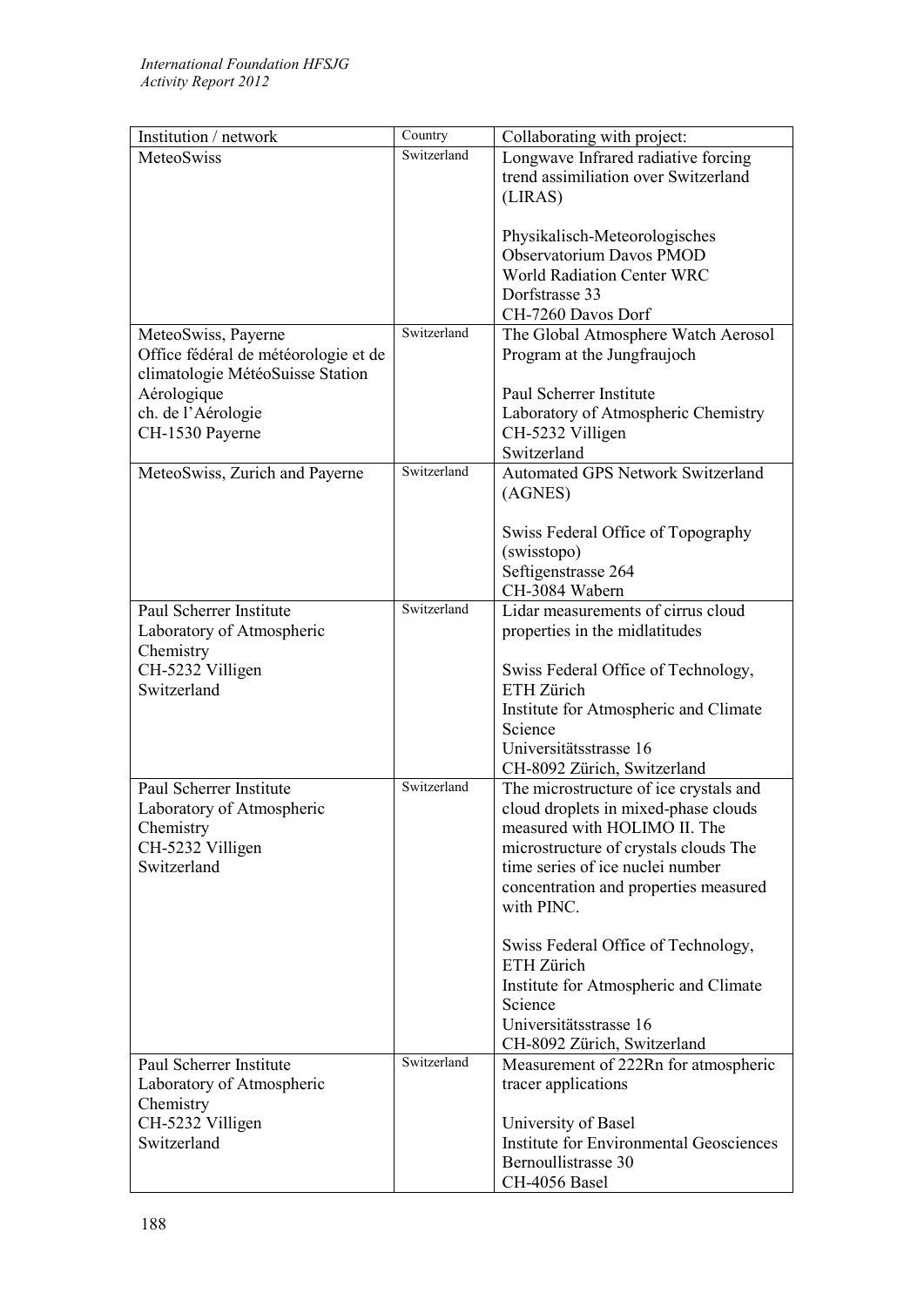| Institution / network | Country | Collaborating with project: |
|---|---|---|
| MeteoSwiss | Switzerland | Longwave Infrared radiative forcing trend assimiliation over Switzerland (LIRAS)<br><br>Physikalisch-Meteorologisches Observatorium Davos PMOD<br>World Radiation Center WRC<br>Dorfstrasse 33<br>CH-7260 Davos Dorf |
| MeteoSwiss, Payerne<br>Office fédéral de météorologie et de climatologie MétéoSuisse Station Aérologique<br>ch. de l'Aérologie<br>CH-1530 Payerne | Switzerland | The Global Atmosphere Watch Aerosol Program at the Jungfraujoch<br><br>Paul Scherrer Institute<br>Laboratory of Atmospheric Chemistry<br>CH-5232 Villigen<br>Switzerland |
| MeteoSwiss, Zurich and Payerne | Switzerland | Automated GPS Network Switzerland (AGNES)<br><br>Swiss Federal Office of Topography (swisstopo)<br>Seftigenstrasse 264<br>CH-3084 Wabern |
| Paul Scherrer Institute<br>Laboratory of Atmospheric Chemistry<br>CH-5232 Villigen<br>Switzerland | Switzerland | Lidar measurements of cirrus cloud properties in the midlatitudes<br><br>Swiss Federal Office of Technology, ETH Zürich<br>Institute for Atmospheric and Climate Science<br>Universitätsstrasse 16<br>CH-8092 Zürich, Switzerland |
| Paul Scherrer Institute<br>Laboratory of Atmospheric Chemistry<br>CH-5232 Villigen<br>Switzerland | Switzerland | The microstructure of ice crystals and cloud droplets in mixed-phase clouds measured with HOLIMO II. The microstructure of crystals clouds The time series of ice nuclei number concentration and properties measured with PINC.<br><br>Swiss Federal Office of Technology, ETH Zürich<br>Institute for Atmospheric and Climate Science<br>Universitätsstrasse 16<br>CH-8092 Zürich, Switzerland |
| Paul Scherrer Institute<br>Laboratory of Atmospheric Chemistry<br>CH-5232 Villigen<br>Switzerland | Switzerland | Measurement of 222Rn for atmospheric tracer applications<br><br>University of Basel<br>Institute for Environmental Geosciences<br>Bernoullistrasse 30<br>CH-4056 Basel |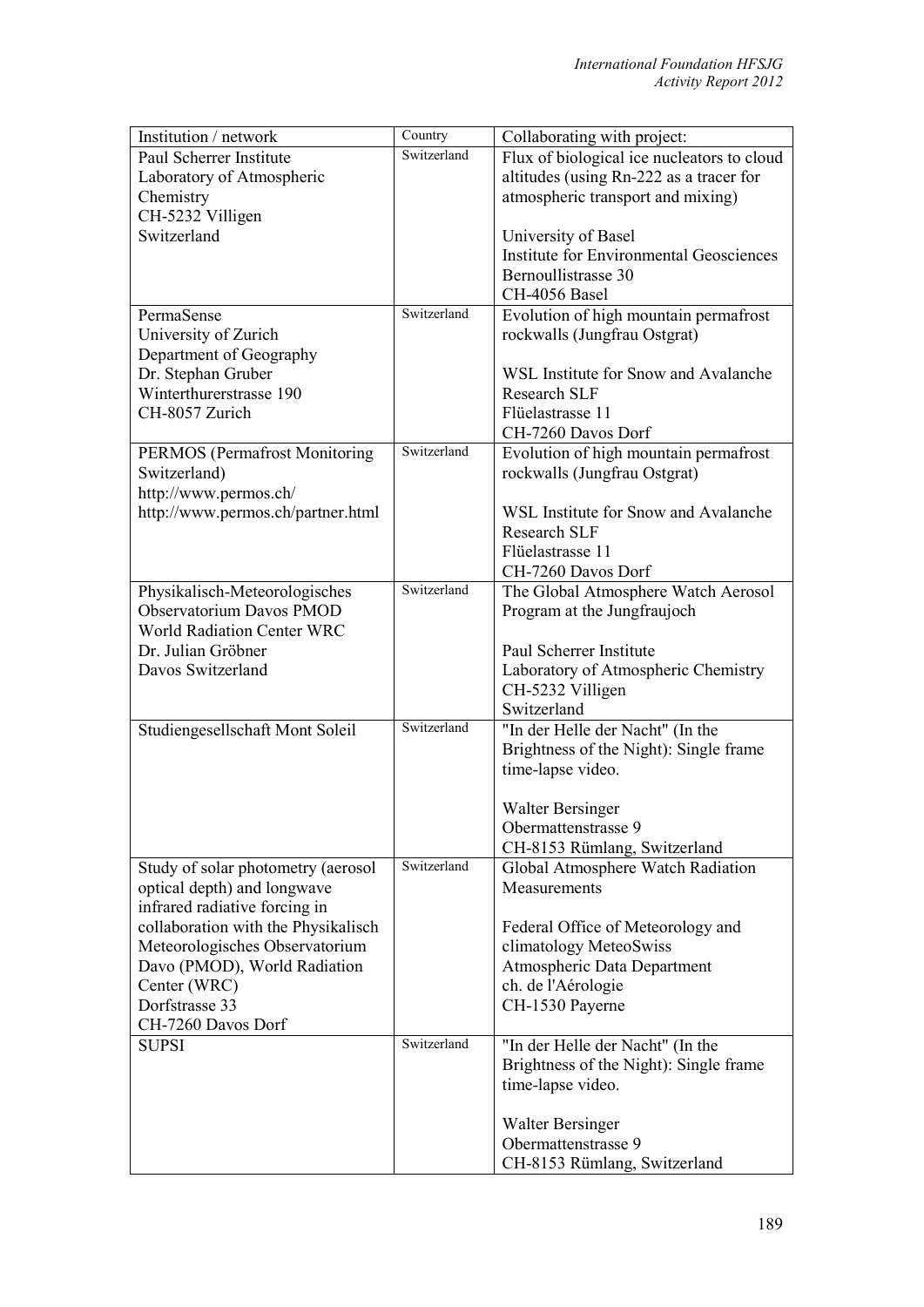| Institution / network | Country | Collaborating with project: |
|---|---|---|
| Paul Scherrer Institute<br>Laboratory of Atmospheric Chemistry<br>CH-5232 Villigen<br>Switzerland | Switzerland | Flux of biological ice nucleators to cloud altitudes (using Rn-222 as a tracer for atmospheric transport and mixing)<br><br>University of Basel<br>Institute for Environmental Geosciences<br>Bernoullistrasse 30<br>CH-4056 Basel |
| PermaSense<br>University of Zurich<br>Department of Geography<br>Dr. Stephan Gruber<br>Winterthurerstrasse 190<br>CH-8057 Zurich | Switzerland | Evolution of high mountain permafrost rockwalls (Jungfrau Ostgrat)<br><br>WSL Institute for Snow and Avalanche Research SLF<br>Flüelastrasse 11<br>CH-7260 Davos Dorf |
| PERMOS (Permafrost Monitoring Switzerland)<br>http://www.permos.ch/<br>http://www.permos.ch/partner.html | Switzerland | Evolution of high mountain permafrost rockwalls (Jungfrau Ostgrat)<br><br>WSL Institute for Snow and Avalanche Research SLF<br>Flüelastrasse 11<br>CH-7260 Davos Dorf |
| Physikalisch-Meteorologisches Observatorium Davos PMOD<br>World Radiation Center WRC<br>Dr. Julian Gröbner<br>Davos Switzerland | Switzerland | The Global Atmosphere Watch Aerosol Program at the Jungfraujoch<br><br>Paul Scherrer Institute<br>Laboratory of Atmospheric Chemistry<br>CH-5232 Villigen<br>Switzerland |
| Studiengesellschaft Mont Soleil | Switzerland | "In der Helle der Nacht" (In the Brightness of the Night): Single frame time-lapse video.<br><br>Walter Bersinger<br>Obermattenstrasse 9<br>CH-8153 Rümlang, Switzerland |
| Study of solar photometry (aerosol optical depth) and longwave infrared radiative forcing in collaboration with the Physikalisch Meteorologisches Observatorium Davo (PMOD), World Radiation Center (WRC)<br>Dorfstrasse 33<br>CH-7260 Davos Dorf | Switzerland | Global Atmosphere Watch Radiation Measurements<br><br>Federal Office of Meteorology and climatology MeteoSwiss<br>Atmospheric Data Department<br>ch. de l'Aérologie<br>CH-1530 Payerne |
| SUPSI | Switzerland | "In der Helle der Nacht" (In the Brightness of the Night): Single frame time-lapse video.<br><br>Walter Bersinger<br>Obermattenstrasse 9<br>CH-8153 Rümlang, Switzerland |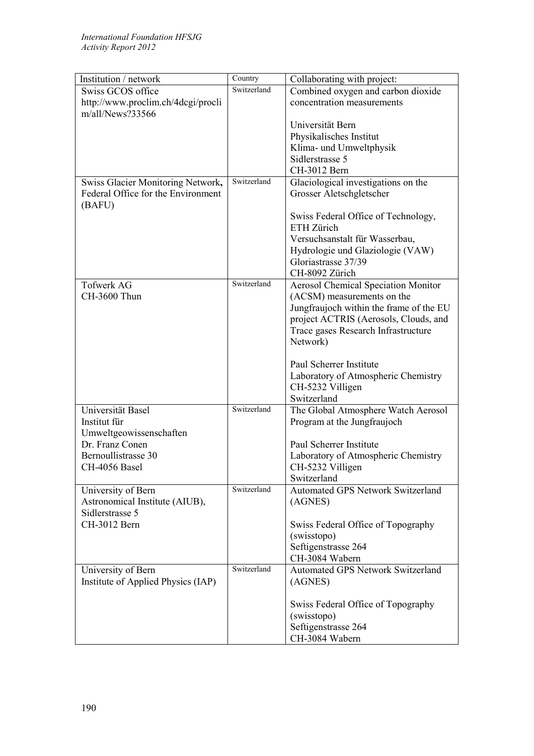| Institution / network | Country | Collaborating with project: |
|---|---|---|
| Swiss GCOS office<br>http://www.proclim.ch/4dcgi/proclim/all/News?33566 | Switzerland | Combined oxygen and carbon dioxide concentration measurements<br><br>Universität Bern<br>Physikalisches Institut<br>Klima- und Umweltphysik<br>Sidlerstrasse 5<br>CH-3012 Bern |
| Swiss Glacier Monitoring Network, Federal Office for the Environment (BAFU) | Switzerland | Glaciological investigations on the Grosser Aletschgletscher<br><br>Swiss Federal Office of Technology, ETH Zürich<br>Versuchsanstalt für Wasserbau, Hydrologie und Glaziologie (VAW)<br>Gloriastrasse 37/39<br>CH-8092 Zürich |
| Tofwerk AG<br>CH-3600 Thun | Switzerland | Aerosol Chemical Speciation Monitor (ACSM) measurements on the Jungfraujoch within the frame of the EU project ACTRIS (Aerosols, Clouds, and Trace gases Research Infrastructure Network)<br><br>Paul Scherrer Institute<br>Laboratory of Atmospheric Chemistry<br>CH-5232 Villigen<br>Switzerland |
| Universität Basel<br>Institut für Umweltgeowissenschaften<br>Dr. Franz Conen<br>Bernoullistrasse 30<br>CH-4056 Basel | Switzerland | The Global Atmosphere Watch Aerosol Program at the Jungfraujoch<br><br>Paul Scherrer Institute<br>Laboratory of Atmospheric Chemistry<br>CH-5232 Villigen<br>Switzerland |
| University of Bern<br>Astronomical Institute (AIUB), Sidlerstrasse 5<br>CH-3012 Bern | Switzerland | Automated GPS Network Switzerland (AGNES)<br><br>Swiss Federal Office of Topography (swisstopo)<br>Seftigenstrasse 264<br>CH-3084 Wabern |
| University of Bern<br>Institute of Applied Physics (IAP) | Switzerland | Automated GPS Network Switzerland (AGNES)<br><br>Swiss Federal Office of Topography (swisstopo)<br>Seftigenstrasse 264<br>CH-3084 Wabern |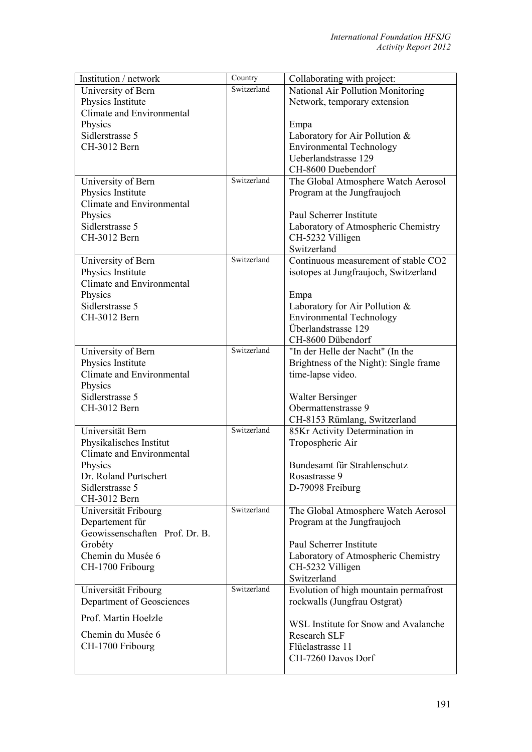| Institution / network | Country | Collaborating with project: |
|---|---|---|
| University of Bern<br>Physics Institute<br>Climate and Environmental Physics<br>Sidlerstrasse 5<br>CH-3012 Bern | Switzerland | National Air Pollution Monitoring Network, temporary extension<br><br>Empa<br>Laboratory for Air Pollution & Environmental Technology<br>Ueberlandstrasse 129<br>CH-8600 Duebendorf |
| University of Bern<br>Physics Institute<br>Climate and Environmental Physics<br>Sidlerstrasse 5<br>CH-3012 Bern | Switzerland | The Global Atmosphere Watch Aerosol Program at the Jungfraujoch<br><br>Paul Scherrer Institute<br>Laboratory of Atmospheric Chemistry<br>CH-5232 Villigen<br>Switzerland |
| University of Bern<br>Physics Institute<br>Climate and Environmental Physics<br>Sidlerstrasse 5<br>CH-3012 Bern | Switzerland | Continuous measurement of stable CO2 isotopes at Jungfraujoch, Switzerland<br><br>Empa<br>Laboratory for Air Pollution & Environmental Technology<br>Überlandstrasse 129<br>CH-8600 Dübendorf |
| University of Bern<br>Physics Institute<br>Climate and Environmental Physics<br>Sidlerstrasse 5<br>CH-3012 Bern | Switzerland | "In der Helle der Nacht" (In the Brightness of the Night): Single frame time-lapse video.<br><br>Walter Bersinger<br>Obermattenstrasse 9<br>CH-8153 Rümlang, Switzerland |
| Universität Bern<br>Physikalisches Institut<br>Climate and Environmental Physics<br>Dr. Roland Purtschert<br>Sidlerstrasse 5<br>CH-3012 Bern | Switzerland | 85Kr Activity Determination in Tropospheric Air<br><br>Bundesamt für Strahlenschutz<br>Rosastrasse 9<br>D-79098 Freiburg |
| Universität Fribourg<br>Departement für Geowissenschaften Prof. Dr. B. Grobéty<br>Chemin du Musée 6<br>CH-1700 Fribourg | Switzerland | The Global Atmosphere Watch Aerosol Program at the Jungfraujoch<br><br>Paul Scherrer Institute<br>Laboratory of Atmospheric Chemistry<br>CH-5232 Villigen<br>Switzerland |
| Universität Fribourg<br>Department of Geosciences<br>Prof. Martin Hoelzle<br>Chemin du Musée 6<br>CH-1700 Fribourg | Switzerland | Evolution of high mountain permafrost rockwalls (Jungfrau Ostgrat)<br><br>WSL Institute for Snow and Avalanche Research SLF<br>Flüelastrasse 11<br>CH-7260 Davos Dorf |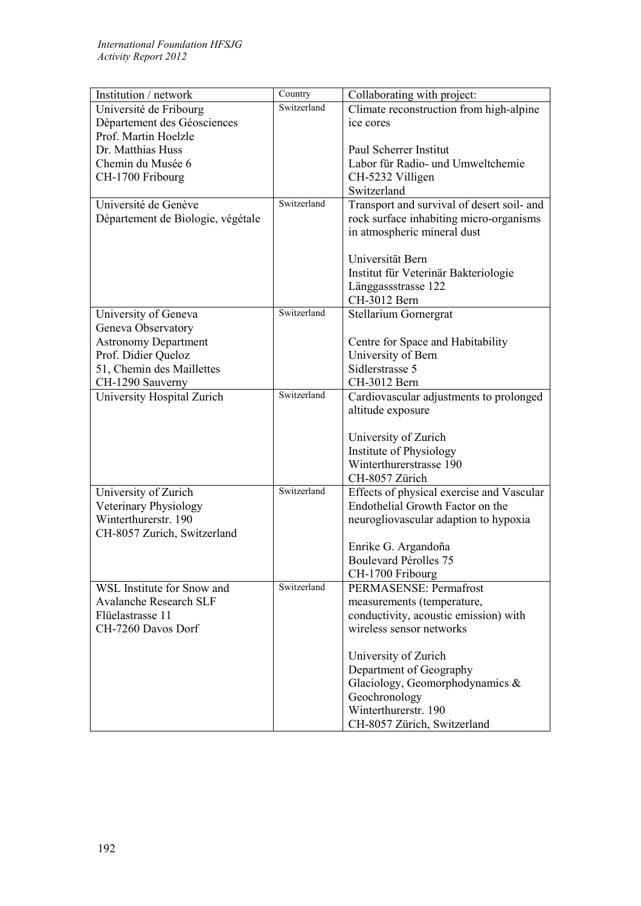| Institution / network | Country | Collaborating with project: |
|---|---|---|
| Université de Fribourg<br>Département des Géosciences<br>Prof. Martin Hoelzle<br>Dr. Matthias Huss<br>Chemin du Musée 6<br>CH-1700 Fribourg | Switzerland | Climate reconstruction from high-alpine ice cores<br><br>Paul Scherrer Institut<br>Labor für Radio- und Umweltchemie<br>CH-5232 Villigen<br>Switzerland |
| Université de Genève<br>Département de Biologie, végétale | Switzerland | Transport and survival of desert soil- and rock surface inhabiting micro-organisms in atmospheric mineral dust<br><br>Universität Bern<br>Institut für Veterinär Bakteriologie<br>Länggassstrasse 122<br>CH-3012 Bern |
| University of Geneva<br>Geneva Observatory<br>Astronomy Department<br>Prof. Didier Queloz<br>51, Chemin des Maillettes<br>CH-1290 Sauverny | Switzerland | Stellarium Gornergrat<br><br>Centre for Space and Habitability<br>University of Bern<br>Sidlerstrasse 5<br>CH-3012 Bern |
| University Hospital Zurich | Switzerland | Cardiovascular adjustments to prolonged altitude exposure<br><br>University of Zurich<br>Institute of Physiology<br>Winterthurerstrasse 190<br>CH-8057 Zürich |
| University of Zurich<br>Veterinary Physiology<br>Winterthurerstr. 190<br>CH-8057 Zurich, Switzerland | Switzerland | Effects of physical exercise and Vascular Endothelial Growth Factor on the neurogliovascular adaption to hypoxia<br><br>Enrike G. Argandoña<br>Boulevard Pérolles 75<br>CH-1700 Fribourg |
| WSL Institute for Snow and Avalanche Research SLF<br>Flüelastrasse 11<br>CH-7260 Davos Dorf | Switzerland | PERMASENSE: Permafrost measurements (temperature, conductivity, acoustic emission) with wireless sensor networks<br><br>University of Zurich<br>Department of Geography<br>Glaciology, Geomorphodynamics & Geochronology<br>Winterthurerstr. 190<br>CH-8057 Zürich, Switzerland |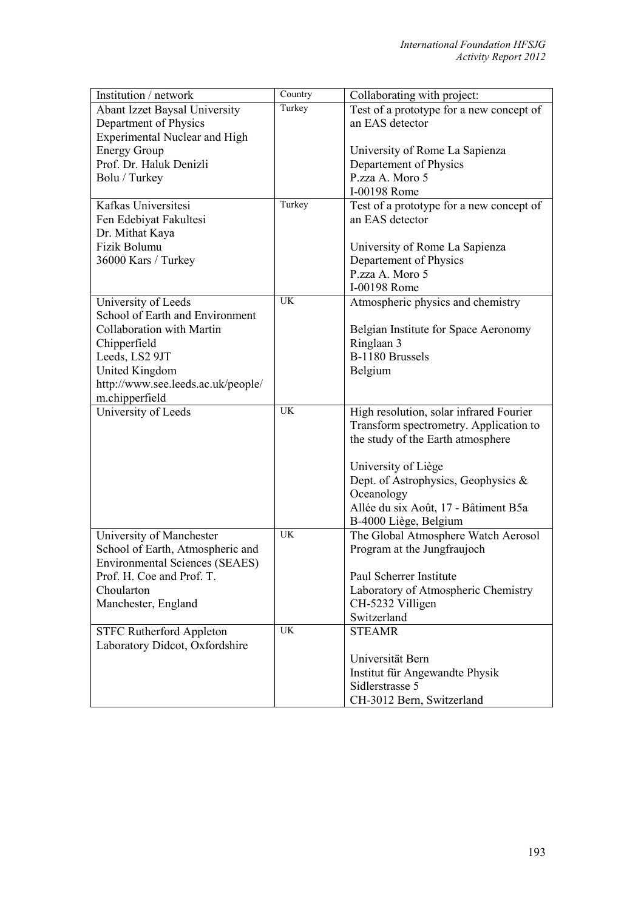| Institution / network | Country | Collaborating with project: |
|---|---|---|
| Abant Izzet Baysal University<br>Department of Physics<br>Experimental Nuclear and High Energy Group<br>Prof. Dr. Haluk Denizli<br>Bolu / Turkey | Turkey | Test of a prototype for a new concept of an EAS detector<br><br>University of Rome La Sapienza<br>Departement of Physics<br>P.zza A. Moro 5<br>I-00198 Rome |
| Kafkas Universitesi<br>Fen Edebiyat Fakultesi<br>Dr. Mithat Kaya<br>Fizik Bolumu<br>36000 Kars / Turkey | Turkey | Test of a prototype for a new concept of an EAS detector<br><br>University of Rome La Sapienza<br>Departement of Physics<br>P.zza A. Moro 5<br>I-00198 Rome |
| University of Leeds<br>School of Earth and Environment<br>Collaboration with Martin Chipperfield<br>Leeds, LS2 9JT<br>United Kingdom<br>http://www.see.leeds.ac.uk/people/m.chipperfield | UK | Atmospheric physics and chemistry<br><br>Belgian Institute for Space Aeronomy<br>Ringlaan 3<br>B-1180 Brussels<br>Belgium |
| University of Leeds | UK | High resolution, solar infrared Fourier Transform spectrometry. Application to the study of the Earth atmosphere<br><br>University of Liège<br>Dept. of Astrophysics, Geophysics & Oceanology<br>Allée du six Août, 17 - Bâtiment B5a<br>B-4000 Liège, Belgium |
| University of Manchester<br>School of Earth, Atmospheric and Environmental Sciences (SEAES)<br>Prof. H. Coe and Prof. T. Choularton<br>Manchester, England | UK | The Global Atmosphere Watch Aerosol Program at the Jungfraujoch<br><br>Paul Scherrer Institute<br>Laboratory of Atmospheric Chemistry<br>CH-5232 Villigen<br>Switzerland |
| STFC Rutherford Appleton Laboratory Didcot, Oxfordshire | UK | STEAMR<br><br>Universität Bern<br>Institut für Angewandte Physik<br>Sidlerstrasse 5<br>CH-3012 Bern, Switzerland |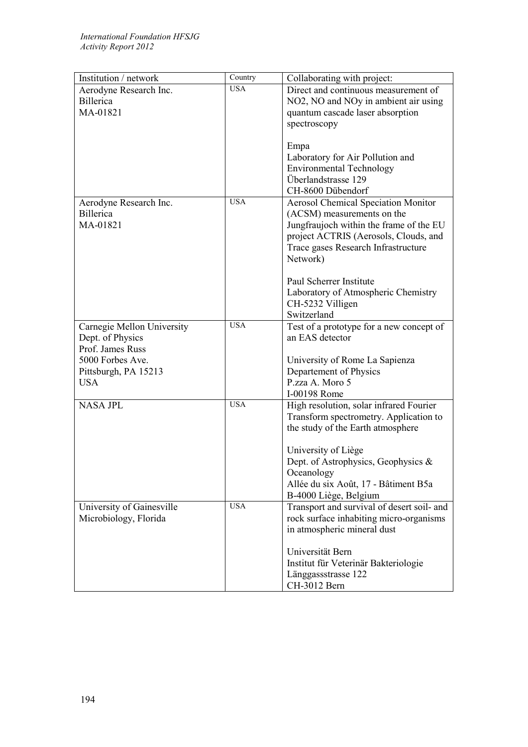| Institution / network | Country | Collaborating with project: |
|---|---|---|
| Aerodyne Research Inc.<br>Billerica<br>MA-01821 | USA | Direct and continuous measurement of NO2, NO and NOy in ambient air using quantum cascade laser absorption spectroscopy<br><br>Empa<br>Laboratory for Air Pollution and Environmental Technology<br>Überlandstrasse 129<br>CH-8600 Dübendorf |
| Aerodyne Research Inc.<br>Billerica<br>MA-01821 | USA | Aerosol Chemical Speciation Monitor (ACSM) measurements on the Jungfraujoch within the frame of the EU project ACTRIS (Aerosols, Clouds, and Trace gases Research Infrastructure Network)<br><br>Paul Scherrer Institute<br>Laboratory of Atmospheric Chemistry<br>CH-5232 Villigen<br>Switzerland |
| Carnegie Mellon University<br>Dept. of Physics<br>Prof. James Russ<br>5000 Forbes Ave.<br>Pittsburgh, PA 15213<br>USA | USA | Test of a prototype for a new concept of an EAS detector<br><br>University of Rome La Sapienza<br>Departement of Physics<br>P.zza A. Moro 5<br>I-00198 Rome |
| NASA JPL | USA | High resolution, solar infrared Fourier Transform spectrometry. Application to the study of the Earth atmosphere<br><br>University of Liège<br>Dept. of Astrophysics, Geophysics & Oceanology<br>Allée du six Août, 17 - Bâtiment B5a<br>B-4000 Liège, Belgium |
| University of Gainesville<br>Microbiology, Florida | USA | Transport and survival of desert soil- and rock surface inhabiting micro-organisms in atmospheric mineral dust<br><br>Universität Bern<br>Institut für Veterinär Bakteriologie<br>Länggassstrasse 122<br>CH-3012 Bern |